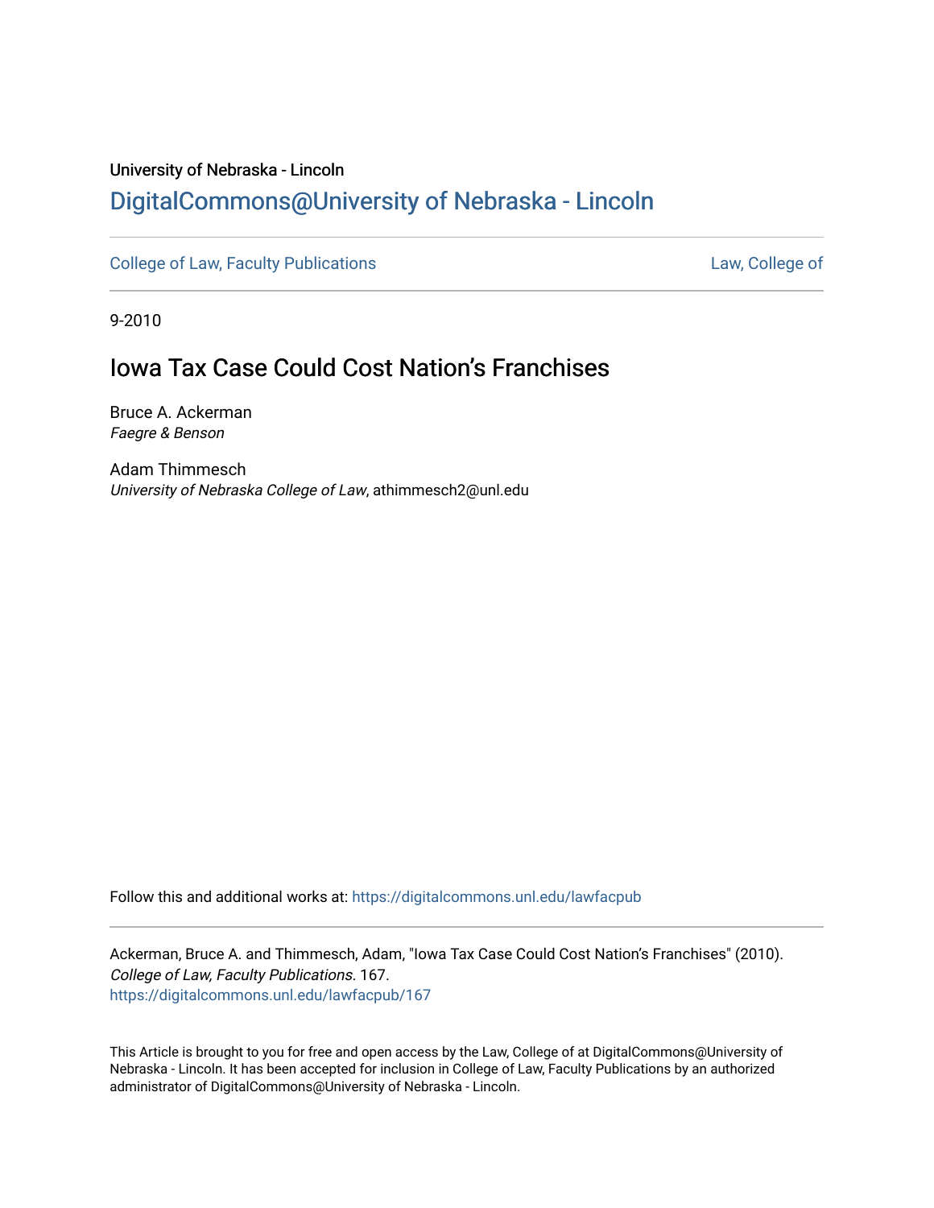University of Nebraska - Lincoln

## DigitalCommons@University of Nebraska - Lincoln

College of Law, Faculty Publications

Law, College of

9-2010

# Iowa Tax Case Could Cost Nation's Franchises

Bruce A. Ackerman
*Faegre & Benson*

Adam Thimmesch
*University of Nebraska College of Law*, athimmesch2@unl.edu

Follow this and additional works at: https://digitalcommons.unl.edu/lawfacpub

Ackerman, Bruce A. and Thimmesch, Adam, "Iowa Tax Case Could Cost Nation's Franchises" (2010). *College of Law, Faculty Publications*. 167.
https://digitalcommons.unl.edu/lawfacpub/167

This Article is brought to you for free and open access by the Law, College of at DigitalCommons@University of Nebraska - Lincoln. It has been accepted for inclusion in College of Law, Faculty Publications by an authorized administrator of DigitalCommons@University of Nebraska - Lincoln.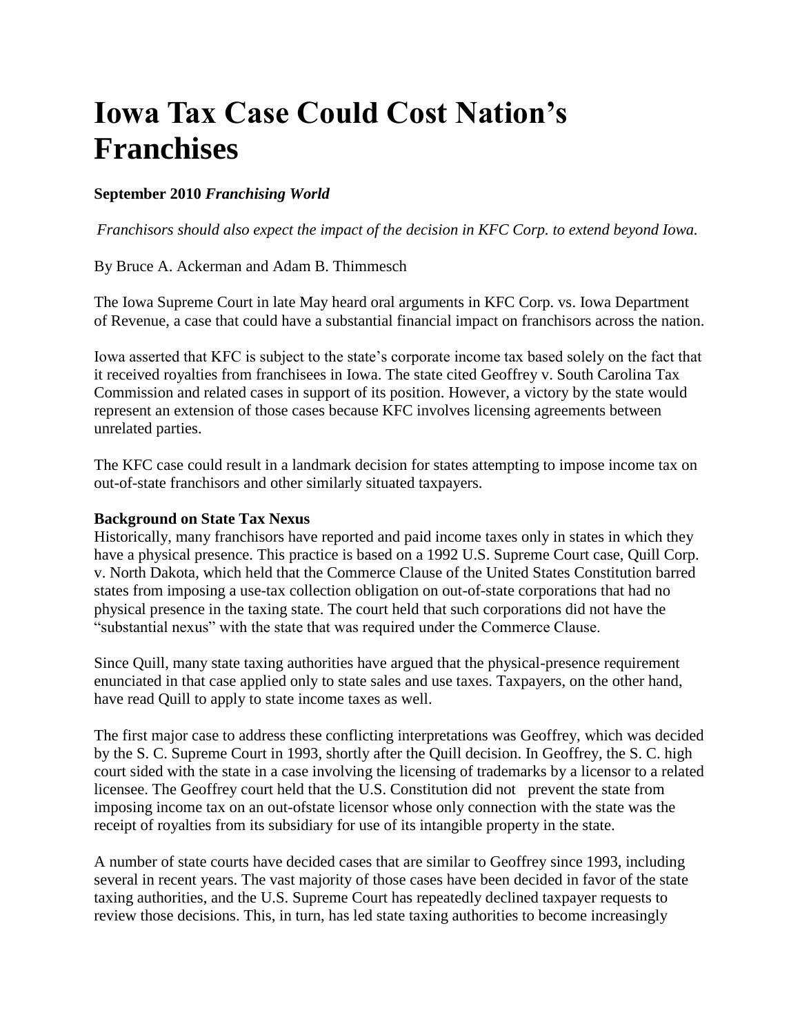# Iowa Tax Case Could Cost Nation's Franchises

**September 2010 *Franchising World***

*Franchisors should also expect the impact of the decision in KFC Corp. to extend beyond Iowa.*

By Bruce A. Ackerman and Adam B. Thimmesch

The Iowa Supreme Court in late May heard oral arguments in KFC Corp. vs. Iowa Department of Revenue, a case that could have a substantial financial impact on franchisors across the nation.

Iowa asserted that KFC is subject to the state's corporate income tax based solely on the fact that it received royalties from franchisees in Iowa. The state cited Geoffrey v. South Carolina Tax Commission and related cases in support of its position. However, a victory by the state would represent an extension of those cases because KFC involves licensing agreements between unrelated parties.

The KFC case could result in a landmark decision for states attempting to impose income tax on out-of-state franchisors and other similarly situated taxpayers.

**Background on State Tax Nexus**

Historically, many franchisors have reported and paid income taxes only in states in which they have a physical presence. This practice is based on a 1992 U.S. Supreme Court case, Quill Corp. v. North Dakota, which held that the Commerce Clause of the United States Constitution barred states from imposing a use-tax collection obligation on out-of-state corporations that had no physical presence in the taxing state. The court held that such corporations did not have the "substantial nexus" with the state that was required under the Commerce Clause.

Since Quill, many state taxing authorities have argued that the physical-presence requirement enunciated in that case applied only to state sales and use taxes. Taxpayers, on the other hand, have read Quill to apply to state income taxes as well.

The first major case to address these conflicting interpretations was Geoffrey, which was decided by the S. C. Supreme Court in 1993, shortly after the Quill decision. In Geoffrey, the S. C. high court sided with the state in a case involving the licensing of trademarks by a licensor to a related licensee. The Geoffrey court held that the U.S. Constitution did not prevent the state from imposing income tax on an out-ofstate licensor whose only connection with the state was the receipt of royalties from its subsidiary for use of its intangible property in the state.

A number of state courts have decided cases that are similar to Geoffrey since 1993, including several in recent years. The vast majority of those cases have been decided in favor of the state taxing authorities, and the U.S. Supreme Court has repeatedly declined taxpayer requests to review those decisions. This, in turn, has led state taxing authorities to become increasingly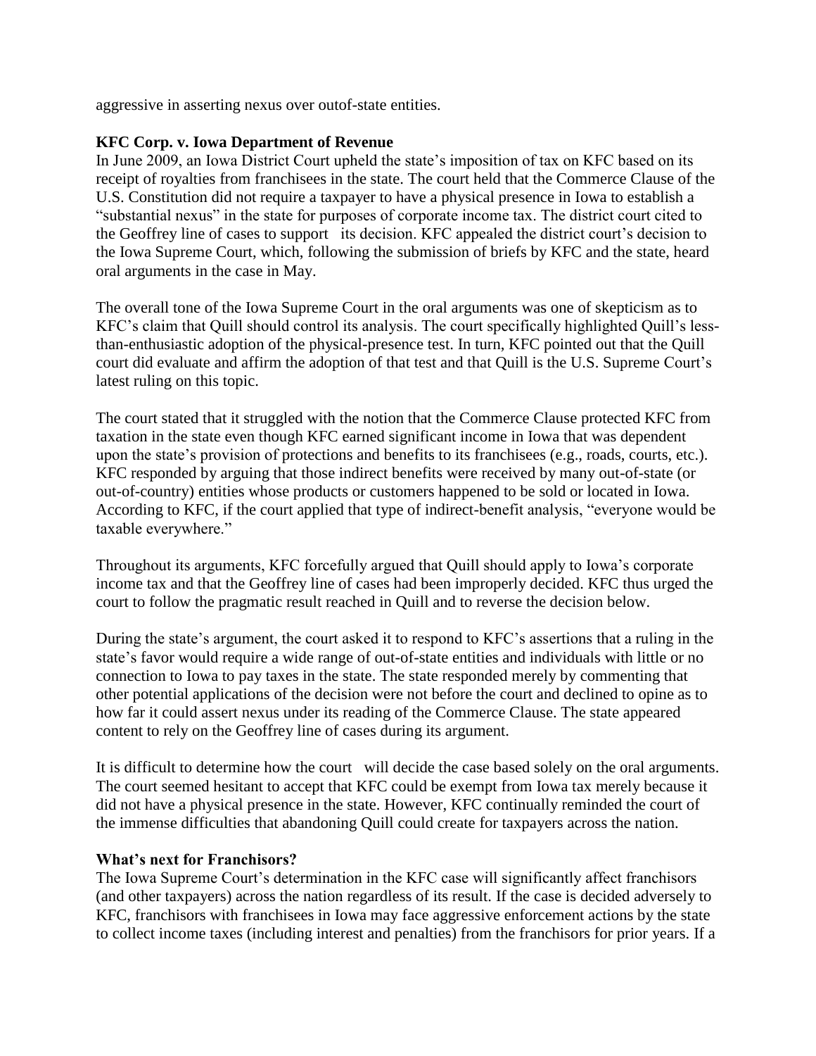aggressive in asserting nexus over outof-state entities.

**KFC Corp. v. Iowa Department of Revenue**

In June 2009, an Iowa District Court upheld the state's imposition of tax on KFC based on its receipt of royalties from franchisees in the state. The court held that the Commerce Clause of the U.S. Constitution did not require a taxpayer to have a physical presence in Iowa to establish a "substantial nexus" in the state for purposes of corporate income tax. The district court cited to the Geoffrey line of cases to support its decision. KFC appealed the district court's decision to the Iowa Supreme Court, which, following the submission of briefs by KFC and the state, heard oral arguments in the case in May.

The overall tone of the Iowa Supreme Court in the oral arguments was one of skepticism as to KFC's claim that Quill should control its analysis. The court specifically highlighted Quill's less-than-enthusiastic adoption of the physical-presence test. In turn, KFC pointed out that the Quill court did evaluate and affirm the adoption of that test and that Quill is the U.S. Supreme Court's latest ruling on this topic.

The court stated that it struggled with the notion that the Commerce Clause protected KFC from taxation in the state even though KFC earned significant income in Iowa that was dependent upon the state's provision of protections and benefits to its franchisees (e.g., roads, courts, etc.). KFC responded by arguing that those indirect benefits were received by many out-of-state (or out-of-country) entities whose products or customers happened to be sold or located in Iowa. According to KFC, if the court applied that type of indirect-benefit analysis, "everyone would be taxable everywhere."

Throughout its arguments, KFC forcefully argued that Quill should apply to Iowa's corporate income tax and that the Geoffrey line of cases had been improperly decided. KFC thus urged the court to follow the pragmatic result reached in Quill and to reverse the decision below.

During the state's argument, the court asked it to respond to KFC's assertions that a ruling in the state's favor would require a wide range of out-of-state entities and individuals with little or no connection to Iowa to pay taxes in the state. The state responded merely by commenting that other potential applications of the decision were not before the court and declined to opine as to how far it could assert nexus under its reading of the Commerce Clause. The state appeared content to rely on the Geoffrey line of cases during its argument.

It is difficult to determine how the court will decide the case based solely on the oral arguments. The court seemed hesitant to accept that KFC could be exempt from Iowa tax merely because it did not have a physical presence in the state. However, KFC continually reminded the court of the immense difficulties that abandoning Quill could create for taxpayers across the nation.

**What's next for Franchisors?**

The Iowa Supreme Court's determination in the KFC case will significantly affect franchisors (and other taxpayers) across the nation regardless of its result. If the case is decided adversely to KFC, franchisors with franchisees in Iowa may face aggressive enforcement actions by the state to collect income taxes (including interest and penalties) from the franchisors for prior years. If a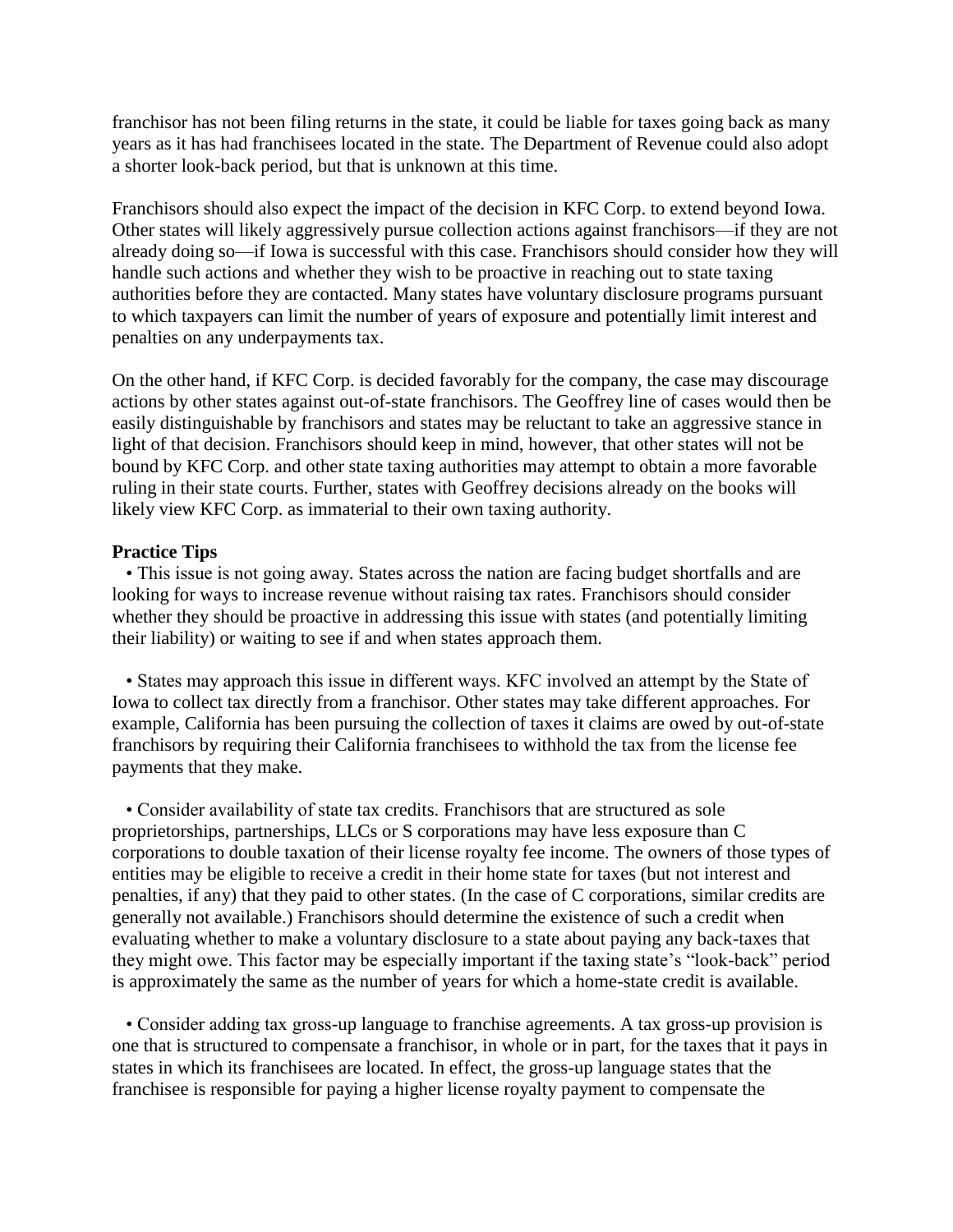franchisor has not been filing returns in the state, it could be liable for taxes going back as many years as it has had franchisees located in the state. The Department of Revenue could also adopt a shorter look-back period, but that is unknown at this time.

Franchisors should also expect the impact of the decision in KFC Corp. to extend beyond Iowa. Other states will likely aggressively pursue collection actions against franchisors—if they are not already doing so—if Iowa is successful with this case. Franchisors should consider how they will handle such actions and whether they wish to be proactive in reaching out to state taxing authorities before they are contacted. Many states have voluntary disclosure programs pursuant to which taxpayers can limit the number of years of exposure and potentially limit interest and penalties on any underpayments tax.

On the other hand, if KFC Corp. is decided favorably for the company, the case may discourage actions by other states against out-of-state franchisors. The Geoffrey line of cases would then be easily distinguishable by franchisors and states may be reluctant to take an aggressive stance in light of that decision. Franchisors should keep in mind, however, that other states will not be bound by KFC Corp. and other state taxing authorities may attempt to obtain a more favorable ruling in their state courts. Further, states with Geoffrey decisions already on the books will likely view KFC Corp. as immaterial to their own taxing authority.

**Practice Tips**

- This issue is not going away. States across the nation are facing budget shortfalls and are looking for ways to increase revenue without raising tax rates. Franchisors should consider whether they should be proactive in addressing this issue with states (and potentially limiting their liability) or waiting to see if and when states approach them.

- States may approach this issue in different ways. KFC involved an attempt by the State of Iowa to collect tax directly from a franchisor. Other states may take different approaches. For example, California has been pursuing the collection of taxes it claims are owed by out-of-state franchisors by requiring their California franchisees to withhold the tax from the license fee payments that they make.

- Consider availability of state tax credits. Franchisors that are structured as sole proprietorships, partnerships, LLCs or S corporations may have less exposure than C corporations to double taxation of their license royalty fee income. The owners of those types of entities may be eligible to receive a credit in their home state for taxes (but not interest and penalties, if any) that they paid to other states. (In the case of C corporations, similar credits are generally not available.) Franchisors should determine the existence of such a credit when evaluating whether to make a voluntary disclosure to a state about paying any back-taxes that they might owe. This factor may be especially important if the taxing state's "look-back" period is approximately the same as the number of years for which a home-state credit is available.

- Consider adding tax gross-up language to franchise agreements. A tax gross-up provision is one that is structured to compensate a franchisor, in whole or in part, for the taxes that it pays in states in which its franchisees are located. In effect, the gross-up language states that the franchisee is responsible for paying a higher license royalty payment to compensate the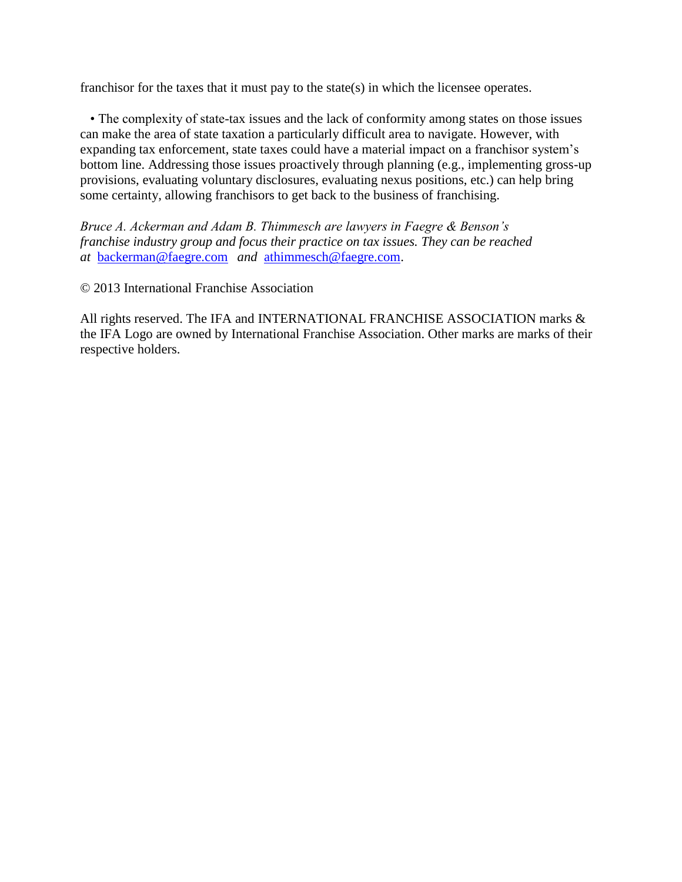franchisor for the taxes that it must pay to the state(s) in which the licensee operates.

• The complexity of state-tax issues and the lack of conformity among states on those issues can make the area of state taxation a particularly difficult area to navigate. However, with expanding tax enforcement, state taxes could have a material impact on a franchisor system's bottom line. Addressing those issues proactively through planning (e.g., implementing gross-up provisions, evaluating voluntary disclosures, evaluating nexus positions, etc.) can help bring some certainty, allowing franchisors to get back to the business of franchising.

*Bruce A. Ackerman and Adam B. Thimmesch are lawyers in Faegre & Benson's franchise industry group and focus their practice on tax issues. They can be reached at* backerman@faegre.com *and* athimmesch@faegre.com.

© 2013 International Franchise Association

All rights reserved. The IFA and INTERNATIONAL FRANCHISE ASSOCIATION marks & the IFA Logo are owned by International Franchise Association. Other marks are marks of their respective holders.